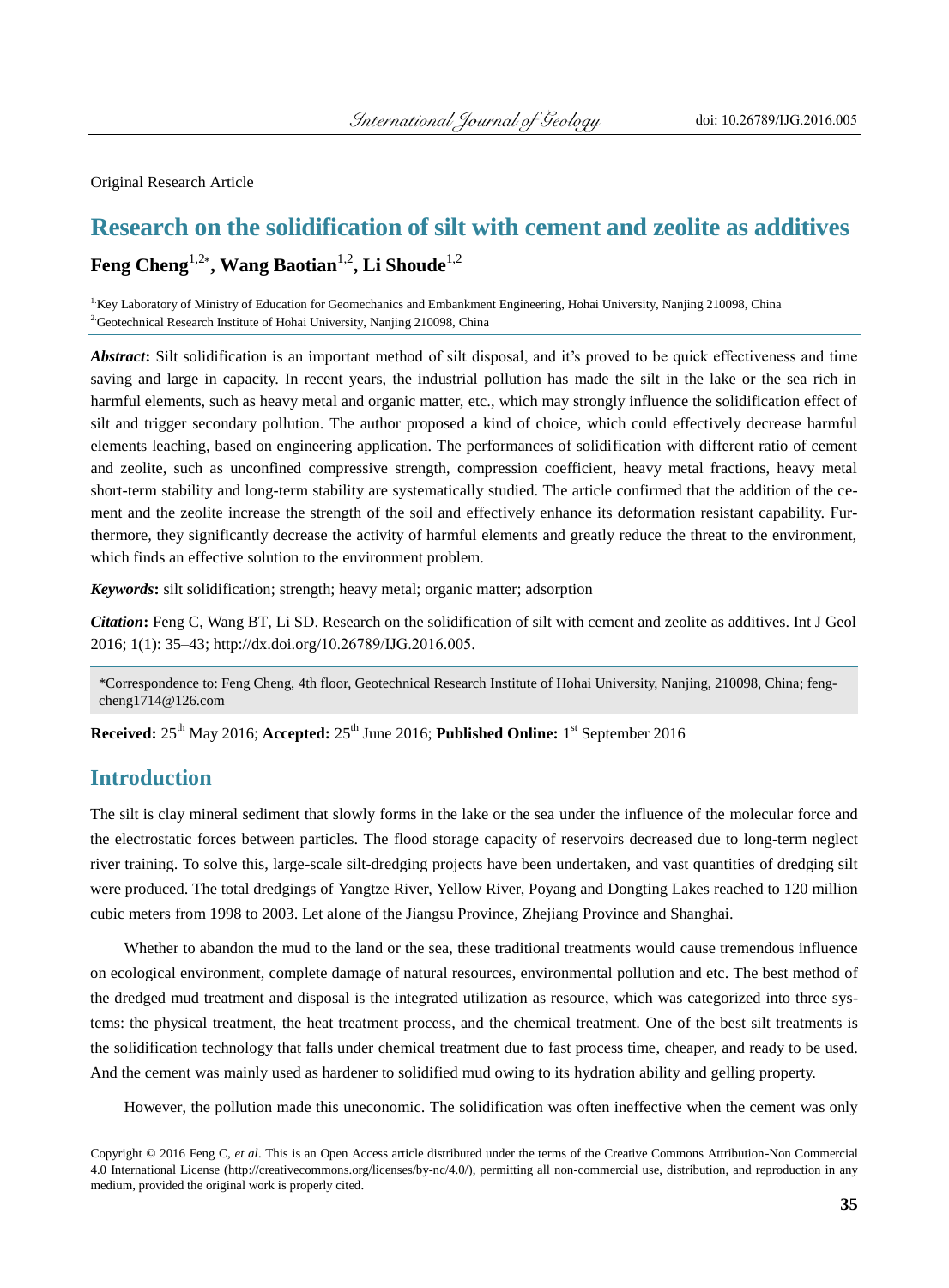Original Research Article

# Research on the solidification of silt with cement and zeolite as additives

**Feng Cheng**[1,2*], **Wang Baotian**[1,2], **Li Shoude**[1,2]

[1] Key Laboratory of Ministry of Education for Geomechanics and Embankment Engineering, Hohai University, Nanjing 210098, China
[2] Geotechnical Research Institute of Hohai University, Nanjing 210098, China

***Abstract*:** Silt solidification is an important method of silt disposal, and it's proved to be quick effectiveness and time saving and large in capacity. In recent years, the industrial pollution has made the silt in the lake or the sea rich in harmful elements, such as heavy metal and organic matter, etc., which may strongly influence the solidification effect of silt and trigger secondary pollution. The author proposed a kind of choice, which could effectively decrease harmful elements leaching, based on engineering application. The performances of solidification with different ratio of cement and zeolite, such as unconfined compressive strength, compression coefficient, heavy metal fractions, heavy metal short-term stability and long-term stability are systematically studied. The article confirmed that the addition of the cement and the zeolite increase the strength of the soil and effectively enhance its deformation resistant capability. Furthermore, they significantly decrease the activity of harmful elements and greatly reduce the threat to the environment, which finds an effective solution to the environment problem.

***Keywords*:** silt solidification; strength; heavy metal; organic matter; adsorption

***Citation*:** Feng C, Wang BT, Li SD. Research on the solidification of silt with cement and zeolite as additives. Int J Geol 2016; 1(1): 35–43; http://dx.doi.org/10.26789/IJG.2016.005.

*Correspondence to: Feng Cheng, 4th floor, Geotechnical Research Institute of Hohai University, Nanjing, 210098, China; fengcheng1714@126.com

**Received:** 25th May 2016; **Accepted:** 25th June 2016; **Published Online:** 1st September 2016

## Introduction

The silt is clay mineral sediment that slowly forms in the lake or the sea under the influence of the molecular force and the electrostatic forces between particles. The flood storage capacity of reservoirs decreased due to long-term neglect river training. To solve this, large-scale silt-dredging projects have been undertaken, and vast quantities of dredging silt were produced. The total dredgings of Yangtze River, Yellow River, Poyang and Dongting Lakes reached to 120 million cubic meters from 1998 to 2003. Let alone of the Jiangsu Province, Zhejiang Province and Shanghai.

Whether to abandon the mud to the land or the sea, these traditional treatments would cause tremendous influence on ecological environment, complete damage of natural resources, environmental pollution and etc. The best method of the dredged mud treatment and disposal is the integrated utilization as resource, which was categorized into three systems: the physical treatment, the heat treatment process, and the chemical treatment. One of the best silt treatments is the solidification technology that falls under chemical treatment due to fast process time, cheaper, and ready to be used. And the cement was mainly used as hardener to solidified mud owing to its hydration ability and gelling property.

However, the pollution made this uneconomic. The solidification was often ineffective when the cement was only

Copyright © 2016 Feng C, *et al*. This is an Open Access article distributed under the terms of the Creative Commons Attribution-Non Commercial 4.0 International License (http://creativecommons.org/licenses/by-nc/4.0/), permitting all non-commercial use, distribution, and reproduction in any medium, provided the original work is properly cited.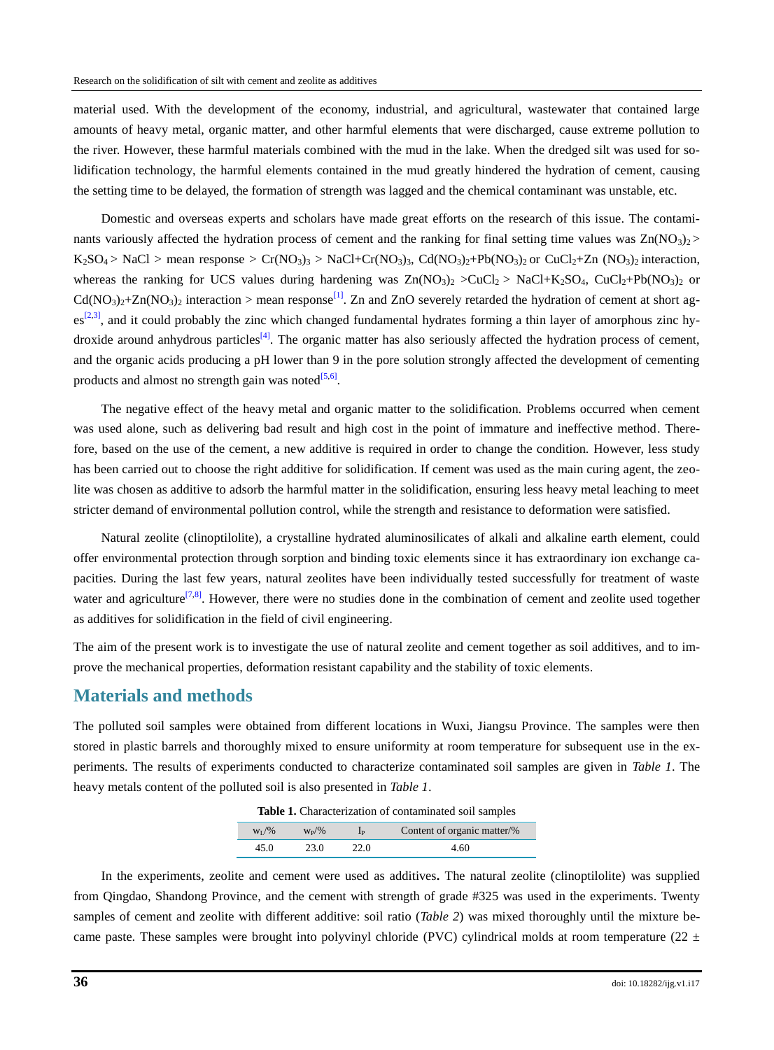material used. With the development of the economy, industrial, and agricultural, wastewater that contained large amounts of heavy metal, organic matter, and other harmful elements that were discharged, cause extreme pollution to the river. However, these harmful materials combined with the mud in the lake. When the dredged silt was used for solidification technology, the harmful elements contained in the mud greatly hindered the hydration of cement, causing the setting time to be delayed, the formation of strength was lagged and the chemical contaminant was unstable, etc.

Domestic and overseas experts and scholars have made great efforts on the research of this issue. The contaminants variously affected the hydration process of cement and the ranking for final setting time values was $Zn(NO_3)_2$ > $K_2SO_4$ > NaCl > mean response > $Cr(NO_3)_3$ > NaCl+$Cr(NO_3)_3$, $Cd(NO_3)_2$+$Pb(NO_3)_2$ or $CuCl_2$+Zn $(NO_3)_2$ interaction, whereas the ranking for UCS values during hardening was $Zn(NO_3)_2$ >$CuCl_2$ > NaCl+$K_2SO_4$, $CuCl_2$+$Pb(NO_3)_2$ or $Cd(NO_3)_2$+$Zn(NO_3)_2$ interaction > mean response[1]. Zn and ZnO severely retarded the hydration of cement at short ages[2,3], and it could probably the zinc which changed fundamental hydrates forming a thin layer of amorphous zinc hydroxide around anhydrous particles[4]. The organic matter has also seriously affected the hydration process of cement, and the organic acids producing a pH lower than 9 in the pore solution strongly affected the development of cementing products and almost no strength gain was noted[5,6].

The negative effect of the heavy metal and organic matter to the solidification. Problems occurred when cement was used alone, such as delivering bad result and high cost in the point of immature and ineffective method. Therefore, based on the use of the cement, a new additive is required in order to change the condition. However, less study has been carried out to choose the right additive for solidification. If cement was used as the main curing agent, the zeolite was chosen as additive to adsorb the harmful matter in the solidification, ensuring less heavy metal leaching to meet stricter demand of environmental pollution control, while the strength and resistance to deformation were satisfied.

Natural zeolite (clinoptilolite), a crystalline hydrated aluminosilicates of alkali and alkaline earth element, could offer environmental protection through sorption and binding toxic elements since it has extraordinary ion exchange capacities. During the last few years, natural zeolites have been individually tested successfully for treatment of waste water and agriculture[7,8]. However, there were no studies done in the combination of cement and zeolite used together as additives for solidification in the field of civil engineering.

The aim of the present work is to investigate the use of natural zeolite and cement together as soil additives, and to improve the mechanical properties, deformation resistant capability and the stability of toxic elements.

## Materials and methods

The polluted soil samples were obtained from different locations in Wuxi, Jiangsu Province. The samples were then stored in plastic barrels and thoroughly mixed to ensure uniformity at room temperature for subsequent use in the experiments. The results of experiments conducted to characterize contaminated soil samples are given in *Table 1*. The heavy metals content of the polluted soil is also presented in *Table 1*.

**Table 1.** Characterization of contaminated soil samples

| $w_L$/% | $w_P$/% | $I_P$ | Content of organic matter/% |
|---|---|---|---|
| 45.0 | 23.0 | 22.0 | 4.60 |

In the experiments, zeolite and cement were used as additives**.** The natural zeolite (clinoptilolite) was supplied from Qingdao, Shandong Province, and the cement with strength of grade #325 was used in the experiments. Twenty samples of cement and zeolite with different additive: soil ratio (*Table 2*) was mixed thoroughly until the mixture became paste. These samples were brought into polyvinyl chloride (PVC) cylindrical molds at room temperature (22 ±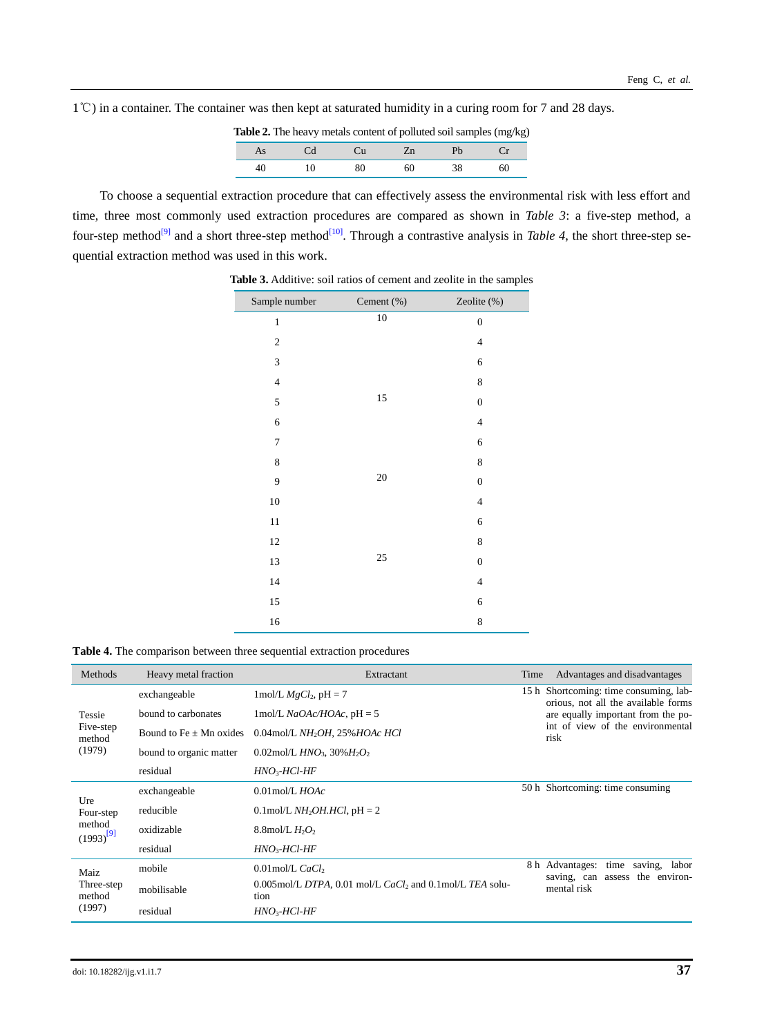1℃) in a container. The container was then kept at saturated humidity in a curing room for 7 and 28 days.

**Table 2.** The heavy metals content of polluted soil samples (mg/kg)

| As | Cd | Cu | Zn | Pb | Cr |
|---|---|---|---|---|---|
| 40 | 10 | 80 | 60 | 38 | 60 |

To choose a sequential extraction procedure that can effectively assess the environmental risk with less effort and time, three most commonly used extraction procedures are compared as shown in *Table 3*: a five-step method, a four-step method[9] and a short three-step method[10]. Through a contrastive analysis in *Table 4*, the short three-step sequential extraction method was used in this work.

**Table 3.** Additive: soil ratios of cement and zeolite in the samples

| Sample number | Cement (%) | Zeolite (%) |
|---|---|---|
| 1 | 10 | 0 |
| 2 | | 4 |
| 3 | | 6 |
| 4 | | 8 |
| 5 | 15 | 0 |
| 6 | | 4 |
| 7 | | 6 |
| 8 | | 8 |
| 9 | 20 | 0 |
| 10 | | 4 |
| 11 | | 6 |
| 12 | | 8 |
| 13 | 25 | 0 |
| 14 | | 4 |
| 15 | | 6 |
| 16 | | 8 |

**Table 4.** The comparison between three sequential extraction procedures

| Methods | Heavy metal fraction | Extractant | Time | Advantages and disadvantages |
|---|---|---|---|---|
| Tessie Five-step method (1979) | exchangeable | 1mol/L $MgCl_2$, pH = 7 | 15 h | Shortcoming: time consuming, laborious, not all the available forms are equally important from the point of view of the environmental risk |
| | bound to carbonates | 1mol/L *NaOAc/HOAc*, pH = 5 | | |
| | Bound to Fe ± Mn oxides | 0.04mol/L $NH_2OH$, 25%*HOAc HCl* | | |
| | bound to organic matter | 0.02mol/L $HNO_3$, 30%$H_2O_2$ | | |
| | residual | $HNO_3$-*HCl-HF* | | |
| Ure Four-step method (1993)[9] | exchangeable | 0.01mol/L *HOAc* | 50 h | Shortcoming: time consuming |
| | reducible | 0.1mol/L $NH_2OH.HCl$, pH = 2 | | |
| | oxidizable | 8.8mol/L $H_2O_2$ | | |
| | residual | $HNO_3$-*HCl-HF* | | |
| Maiz Three-step method (1997) | mobile | 0.01mol/L $CaCl_2$ | 8 h | Advantages: time saving, labor saving, can assess the environmental risk |
| | mobilisable | 0.005mol/L *DTPA*, 0.01 mol/L $CaCl_2$ and 0.1mol/L *TEA* solution | | |
| | residual | $HNO_3$-*HCl-HF* | | |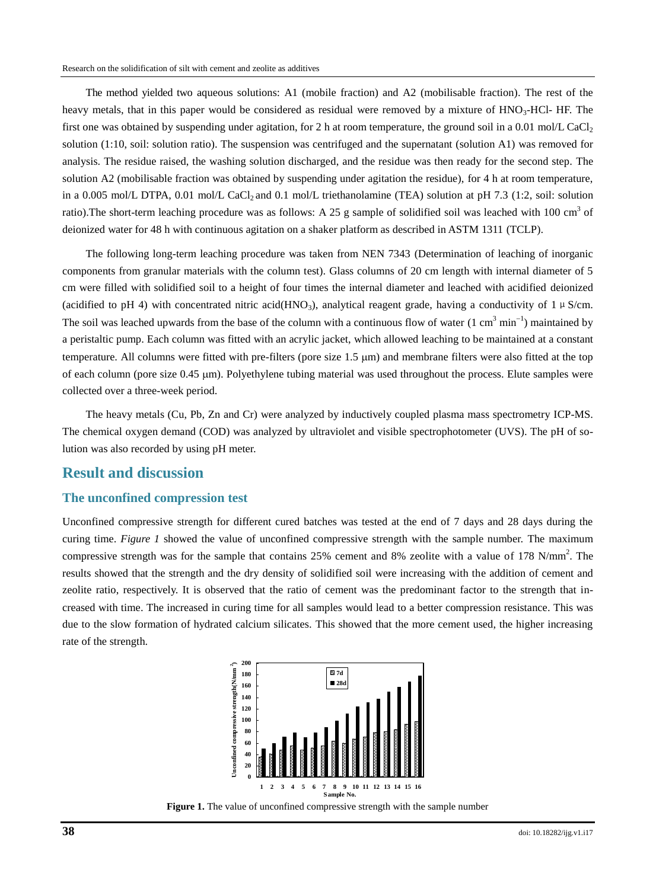The method yielded two aqueous solutions: A1 (mobile fraction) and A2 (mobilisable fraction). The rest of the heavy metals, that in this paper would be considered as residual were removed by a mixture of $HNO_3$-HCl- HF. The first one was obtained by suspending under agitation, for 2 h at room temperature, the ground soil in a 0.01 mol/L $CaCl_2$ solution (1:10, soil: solution ratio). The suspension was centrifuged and the supernatant (solution A1) was removed for analysis. The residue raised, the washing solution discharged, and the residue was then ready for the second step. The solution A2 (mobilisable fraction was obtained by suspending under agitation the residue), for 4 h at room temperature, in a 0.005 mol/L DTPA, 0.01 mol/L $CaCl_2$ and 0.1 mol/L triethanolamine (TEA) solution at pH 7.3 (1:2, soil: solution ratio).The short-term leaching procedure was as follows: A 25 g sample of solidified soil was leached with 100 $cm^3$ of deionized water for 48 h with continuous agitation on a shaker platform as described in ASTM 1311 (TCLP).

The following long-term leaching procedure was taken from NEN 7343 (Determination of leaching of inorganic components from granular materials with the column test). Glass columns of 20 cm length with internal diameter of 5 cm were filled with solidified soil to a height of four times the internal diameter and leached with acidified deionized (acidified to pH 4) with concentrated nitric acid($HNO_3$), analytical reagent grade, having a conductivity of 1 μ S/cm. The soil was leached upwards from the base of the column with a continuous flow of water (1 $cm^3$ $min^{-1}$) maintained by a peristaltic pump. Each column was fitted with an acrylic jacket, which allowed leaching to be maintained at a constant temperature. All columns were fitted with pre-filters (pore size 1.5 μm) and membrane filters were also fitted at the top of each column (pore size 0.45 μm). Polyethylene tubing material was used throughout the process. Elute samples were collected over a three-week period.

The heavy metals (Cu, Pb, Zn and Cr) were analyzed by inductively coupled plasma mass spectrometry ICP-MS. The chemical oxygen demand (COD) was analyzed by ultraviolet and visible spectrophotometer (UVS). The pH of solution was also recorded by using pH meter.

## Result and discussion

### The unconfined compression test

Unconfined compressive strength for different cured batches was tested at the end of 7 days and 28 days during the curing time. *Figure 1* showed the value of unconfined compressive strength with the sample number. The maximum compressive strength was for the sample that contains 25% cement and 8% zeolite with a value of 178 $N/mm^2$. The results showed that the strength and the dry density of solidified soil were increasing with the addition of cement and zeolite ratio, respectively. It is observed that the ratio of cement was the predominant factor to the strength that increased with time. The increased in curing time for all samples would lead to a better compression resistance. This was due to the slow formation of hydrated calcium silicates. This showed that the more cement used, the higher increasing rate of the strength.

**Figure 1.** The value of unconfined compressive strength with the sample number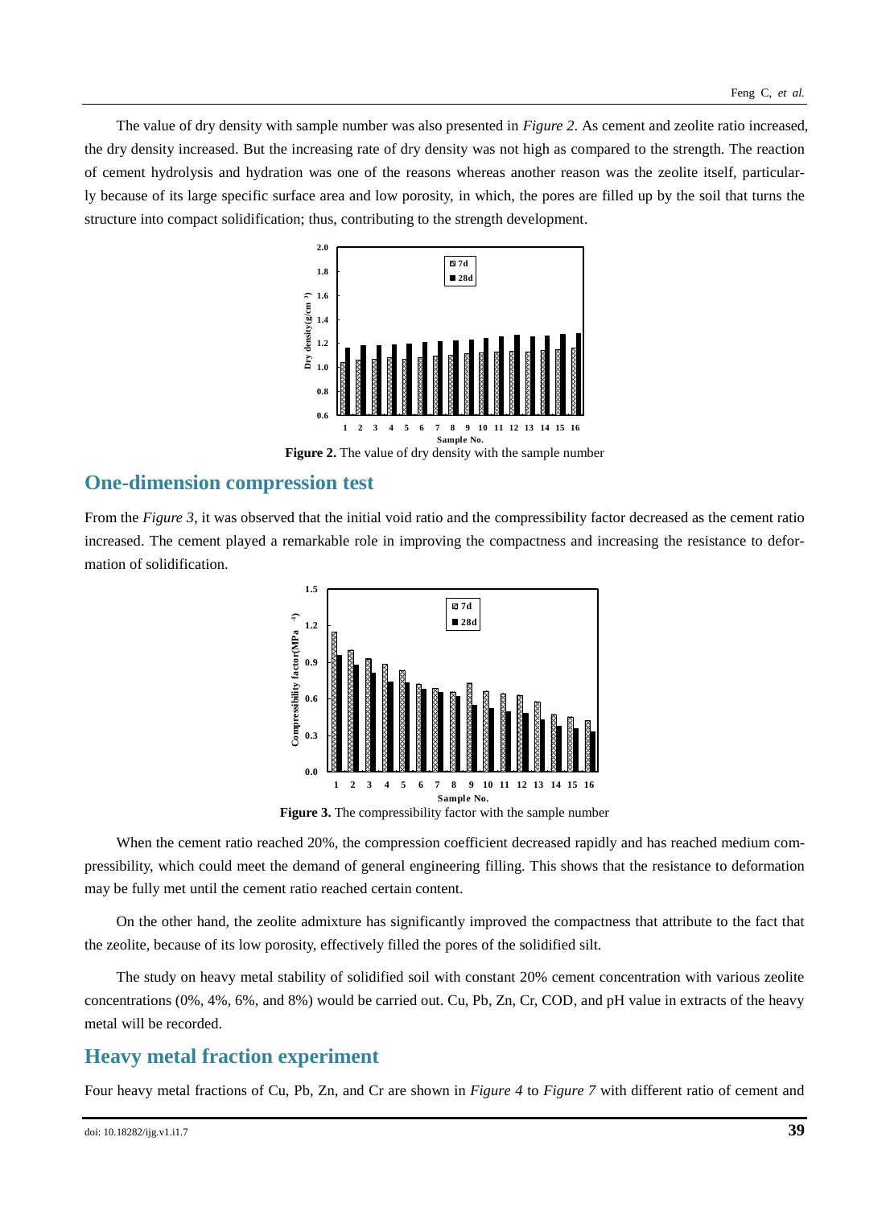The value of dry density with sample number was also presented in *Figure 2*. As cement and zeolite ratio increased, the dry density increased. But the increasing rate of dry density was not high as compared to the strength. The reaction of cement hydrolysis and hydration was one of the reasons whereas another reason was the zeolite itself, particularly because of its large specific surface area and low porosity, in which, the pores are filled up by the soil that turns the structure into compact solidification; thus, contributing to the strength development.

**Figure 2.** The value of dry density with the sample number

## One-dimension compression test

From the *Figure 3*, it was observed that the initial void ratio and the compressibility factor decreased as the cement ratio increased. The cement played a remarkable role in improving the compactness and increasing the resistance to deformation of solidification.

**Figure 3.** The compressibility factor with the sample number

When the cement ratio reached 20%, the compression coefficient decreased rapidly and has reached medium compressibility, which could meet the demand of general engineering filling. This shows that the resistance to deformation may be fully met until the cement ratio reached certain content.

On the other hand, the zeolite admixture has significantly improved the compactness that attribute to the fact that the zeolite, because of its low porosity, effectively filled the pores of the solidified silt.

The study on heavy metal stability of solidified soil with constant 20% cement concentration with various zeolite concentrations (0%, 4%, 6%, and 8%) would be carried out. Cu, Pb, Zn, Cr, COD, and pH value in extracts of the heavy metal will be recorded.

## Heavy metal fraction experiment

Four heavy metal fractions of Cu, Pb, Zn, and Cr are shown in *Figure 4* to *Figure 7* with different ratio of cement and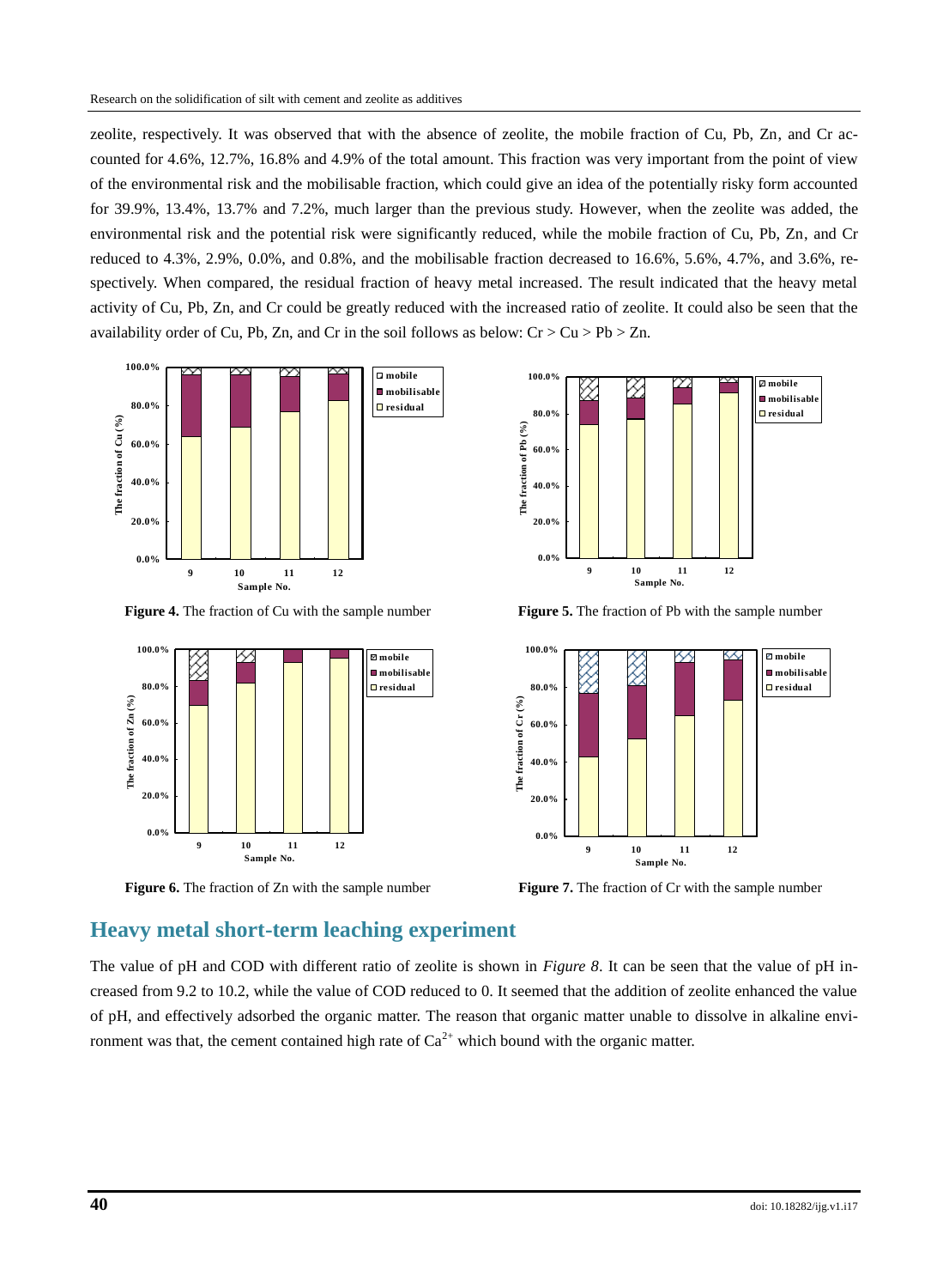zeolite, respectively. It was observed that with the absence of zeolite, the mobile fraction of Cu, Pb, Zn, and Cr accounted for 4.6%, 12.7%, 16.8% and 4.9% of the total amount. This fraction was very important from the point of view of the environmental risk and the mobilisable fraction, which could give an idea of the potentially risky form accounted for 39.9%, 13.4%, 13.7% and 7.2%, much larger than the previous study. However, when the zeolite was added, the environmental risk and the potential risk were significantly reduced, while the mobile fraction of Cu, Pb, Zn, and Cr reduced to 4.3%, 2.9%, 0.0%, and 0.8%, and the mobilisable fraction decreased to 16.6%, 5.6%, 4.7%, and 3.6%, respectively. When compared, the residual fraction of heavy metal increased. The result indicated that the heavy metal activity of Cu, Pb, Zn, and Cr could be greatly reduced with the increased ratio of zeolite. It could also be seen that the availability order of Cu, Pb, Zn, and Cr in the soil follows as below: Cr > Cu > Pb > Zn.

**Figure 4.** The fraction of Cu with the sample number

**Figure 5.** The fraction of Pb with the sample number

**Figure 6.** The fraction of Zn with the sample number

**Figure 7.** The fraction of Cr with the sample number

## Heavy metal short-term leaching experiment

The value of pH and COD with different ratio of zeolite is shown in *Figure 8*. It can be seen that the value of pH increased from 9.2 to 10.2, while the value of COD reduced to 0. It seemed that the addition of zeolite enhanced the value of pH, and effectively adsorbed the organic matter. The reason that organic matter unable to dissolve in alkaline environment was that, the cement contained high rate of $Ca^{2+}$ which bound with the organic matter.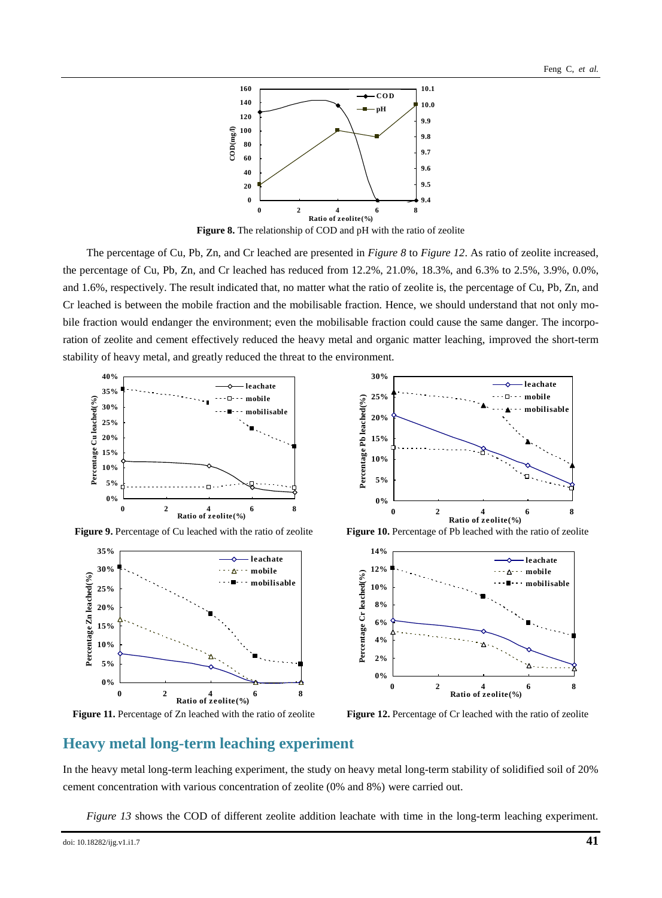**Figure 8.** The relationship of COD and pH with the ratio of zeolite

The percentage of Cu, Pb, Zn, and Cr leached are presented in *Figure 8* to *Figure 12*. As ratio of zeolite increased, the percentage of Cu, Pb, Zn, and Cr leached has reduced from 12.2%, 21.0%, 18.3%, and 6.3% to 2.5%, 3.9%, 0.0%, and 1.6%, respectively. The result indicated that, no matter what the ratio of zeolite is, the percentage of Cu, Pb, Zn, and Cr leached is between the mobile fraction and the mobilisable fraction. Hence, we should understand that not only mobile fraction would endanger the environment; even the mobilisable fraction could cause the same danger. The incorporation of zeolite and cement effectively reduced the heavy metal and organic matter leaching, improved the short-term stability of heavy metal, and greatly reduced the threat to the environment.

**Figure 9.** Percentage of Cu leached with the ratio of zeolite

**Figure 10.** Percentage of Pb leached with the ratio of zeolite

**Figure 11.** Percentage of Zn leached with the ratio of zeolite

**Figure 12.** Percentage of Cr leached with the ratio of zeolite

## Heavy metal long-term leaching experiment

In the heavy metal long-term leaching experiment, the study on heavy metal long-term stability of solidified soil of 20% cement concentration with various concentration of zeolite (0% and 8%) were carried out.

*Figure 13* shows the COD of different zeolite addition leachate with time in the long-term leaching experiment.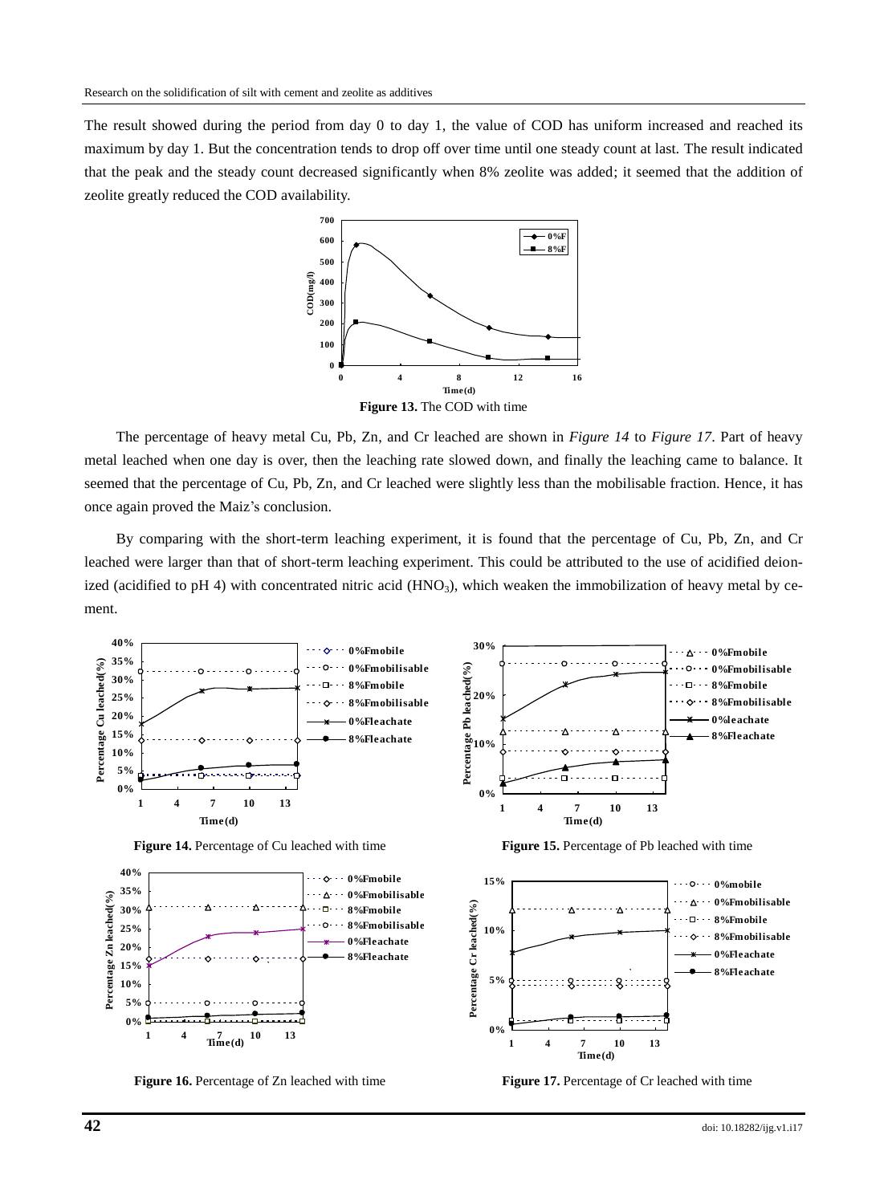The result showed during the period from day 0 to day 1, the value of COD has uniform increased and reached its maximum by day 1. But the concentration tends to drop off over time until one steady count at last. The result indicated that the peak and the steady count decreased significantly when 8% zeolite was added; it seemed that the addition of zeolite greatly reduced the COD availability.

**Figure 13.** The COD with time

The percentage of heavy metal Cu, Pb, Zn, and Cr leached are shown in *Figure 14* to *Figure 17*. Part of heavy metal leached when one day is over, then the leaching rate slowed down, and finally the leaching came to balance. It seemed that the percentage of Cu, Pb, Zn, and Cr leached were slightly less than the mobilisable fraction. Hence, it has once again proved the Maiz's conclusion.

By comparing with the short-term leaching experiment, it is found that the percentage of Cu, Pb, Zn, and Cr leached were larger than that of short-term leaching experiment. This could be attributed to the use of acidified deionized (acidified to pH 4) with concentrated nitric acid ($HNO_3$), which weaken the immobilization of heavy metal by cement.

**Figure 14.** Percentage of Cu leached with time

**Figure 15.** Percentage of Pb leached with time

**Figure 16.** Percentage of Zn leached with time

**Figure 17.** Percentage of Cr leached with time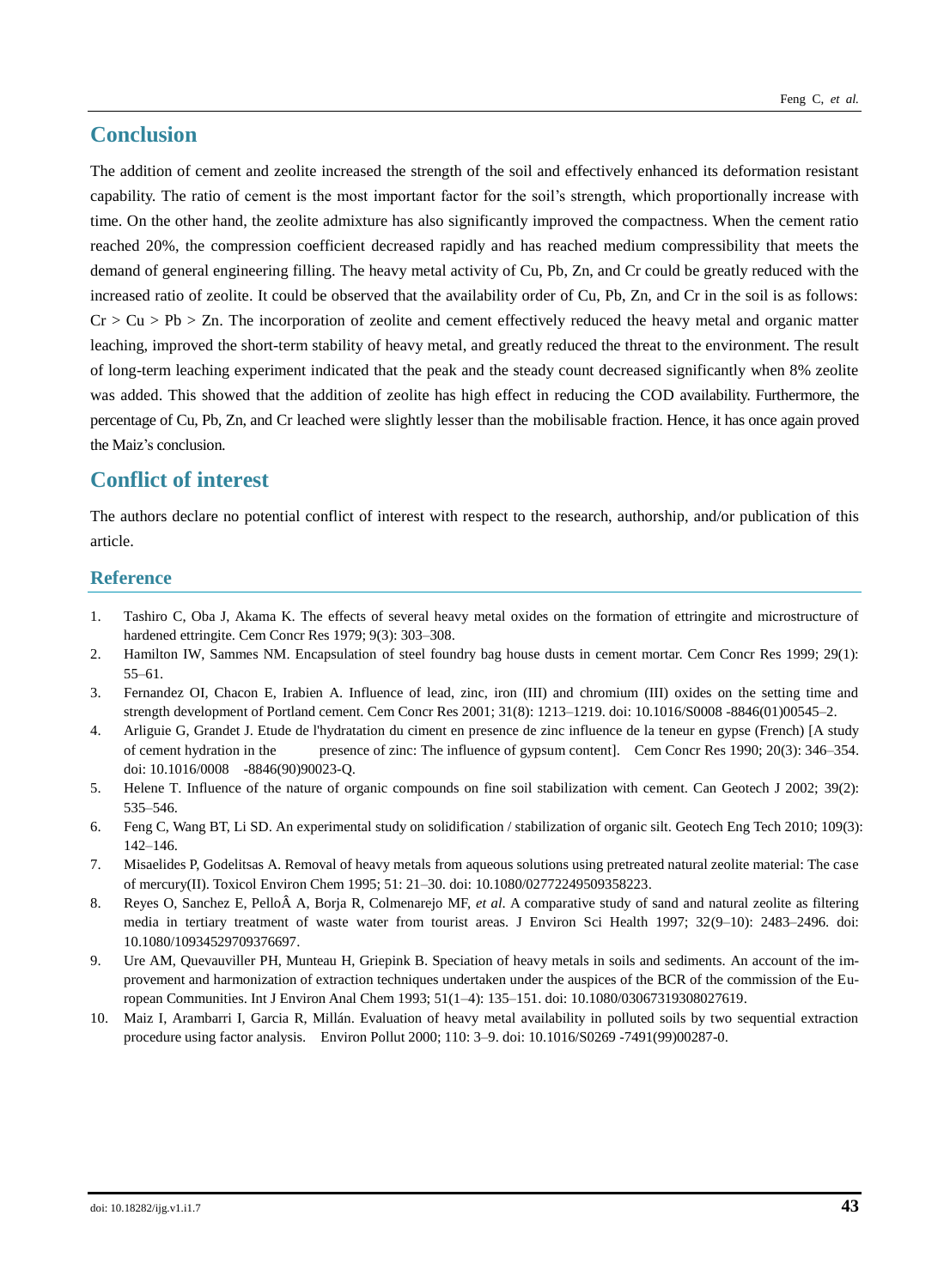## Conclusion

The addition of cement and zeolite increased the strength of the soil and effectively enhanced its deformation resistant capability. The ratio of cement is the most important factor for the soil's strength, which proportionally increase with time. On the other hand, the zeolite admixture has also significantly improved the compactness. When the cement ratio reached 20%, the compression coefficient decreased rapidly and has reached medium compressibility that meets the demand of general engineering filling. The heavy metal activity of Cu, Pb, Zn, and Cr could be greatly reduced with the increased ratio of zeolite. It could be observed that the availability order of Cu, Pb, Zn, and Cr in the soil is as follows: Cr > Cu > Pb > Zn. The incorporation of zeolite and cement effectively reduced the heavy metal and organic matter leaching, improved the short-term stability of heavy metal, and greatly reduced the threat to the environment. The result of long-term leaching experiment indicated that the peak and the steady count decreased significantly when 8% zeolite was added. This showed that the addition of zeolite has high effect in reducing the COD availability. Furthermore, the percentage of Cu, Pb, Zn, and Cr leached were slightly lesser than the mobilisable fraction. Hence, it has once again proved the Maiz's conclusion.

## Conflict of interest

The authors declare no potential conflict of interest with respect to the research, authorship, and/or publication of this article.

### Reference

1. Tashiro C, Oba J, Akama K. The effects of several heavy metal oxides on the formation of ettringite and microstructure of hardened ettringite. Cem Concr Res 1979; 9(3): 303–308.
2. Hamilton IW, Sammes NM. Encapsulation of steel foundry bag house dusts in cement mortar. Cem Concr Res 1999; 29(1): 55–61.
3. Fernandez OI, Chacon E, Irabien A. Influence of lead, zinc, iron (III) and chromium (III) oxides on the setting time and strength development of Portland cement. Cem Concr Res 2001; 31(8): 1213–1219. doi: 10.1016/S0008 -8846(01)00545–2.
4. Arliguie G, Grandet J. Etude de l'hydratation du ciment en presence de zinc influence de la teneur en gypse (French) [A study of cement hydration in the presence of zinc: The influence of gypsum content]. Cem Concr Res 1990; 20(3): 346–354. doi: 10.1016/0008 -8846(90)90023-Q.
5. Helene T. Influence of the nature of organic compounds on fine soil stabilization with cement. Can Geotech J 2002; 39(2): 535–546.
6. Feng C, Wang BT, Li SD. An experimental study on solidification / stabilization of organic silt. Geotech Eng Tech 2010; 109(3): 142–146.
7. Misaelides P, Godelitsas A. Removal of heavy metals from aqueous solutions using pretreated natural zeolite material: The case of mercury(II). Toxicol Environ Chem 1995; 51: 21–30. doi: 10.1080/02772249509358223.
8. Reyes O, Sanchez E, PelloÂ A, Borja R, Colmenarejo MF, *et al.* A comparative study of sand and natural zeolite as filtering media in tertiary treatment of waste water from tourist areas. J Environ Sci Health 1997; 32(9–10): 2483–2496. doi: 10.1080/10934529709376697.
9. Ure AM, Quevauviller PH, Munteau H, Griepink B. Speciation of heavy metals in soils and sediments. An account of the improvement and harmonization of extraction techniques undertaken under the auspices of the BCR of the commission of the European Communities. Int J Environ Anal Chem 1993; 51(1–4): 135–151. doi: 10.1080/03067319308027619.
10. Maiz I, Arambarri I, Garcia R, Millán. Evaluation of heavy metal availability in polluted soils by two sequential extraction procedure using factor analysis. Environ Pollut 2000; 110: 3–9. doi: 10.1016/S0269 -7491(99)00287-0.